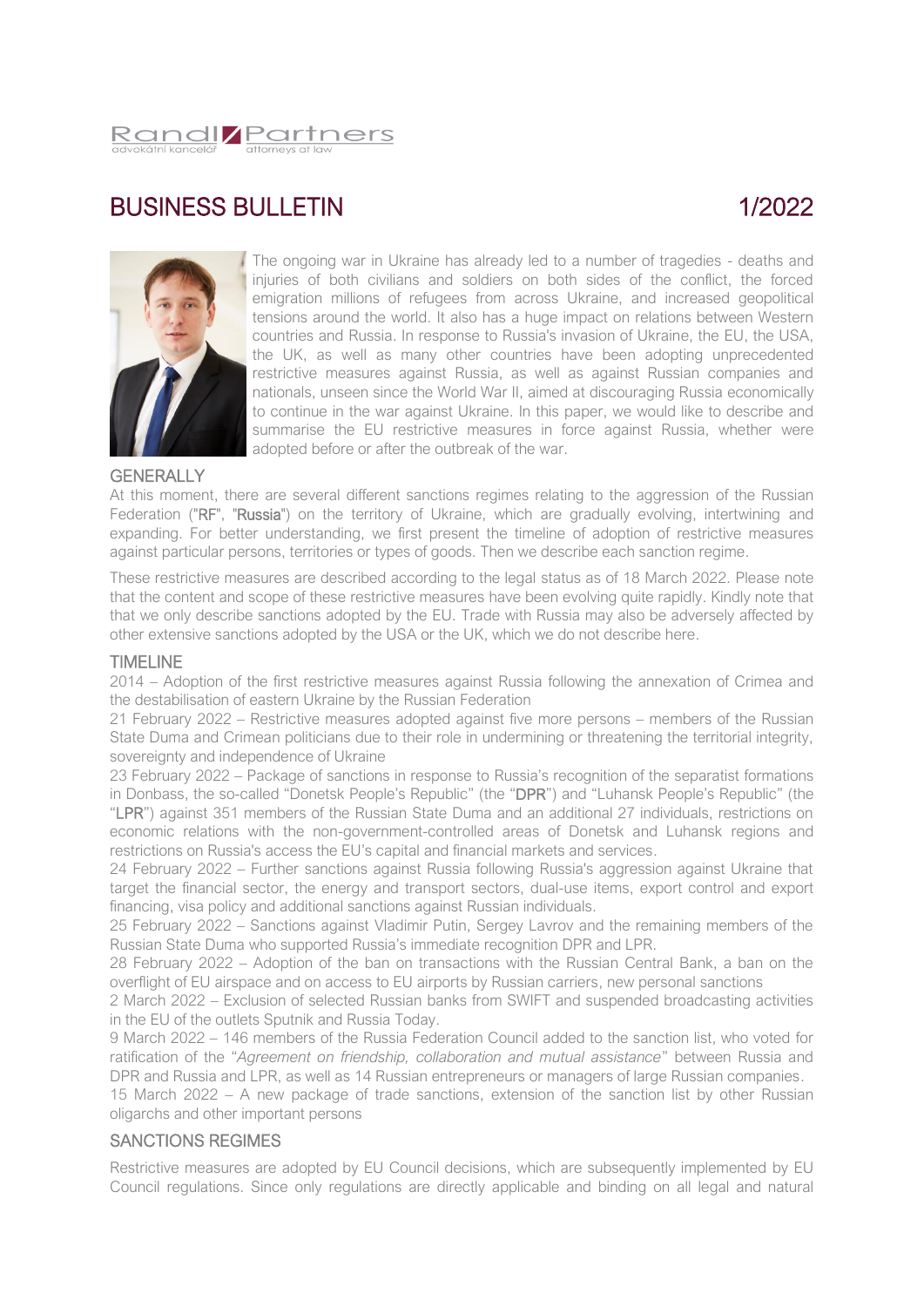Randl Partners
advokátní kancelář attorneys at law

# BUSINESS BULLETIN 1/2022

The ongoing war in Ukraine has already led to a number of tragedies - deaths and injuries of both civilians and soldiers on both sides of the conflict, the forced emigration millions of refugees from across Ukraine, and increased geopolitical tensions around the world. It also has a huge impact on relations between Western countries and Russia. In response to Russia's invasion of Ukraine, the EU, the USA, the UK, as well as many other countries have been adopting unprecedented restrictive measures against Russia, as well as against Russian companies and nationals, unseen since the World War II, aimed at discouraging Russia economically to continue in the war against Ukraine. In this paper, we would like to describe and summarise the EU restrictive measures in force against Russia, whether were adopted before or after the outbreak of the war.

## GENERALLY

At this moment, there are several different sanctions regimes relating to the aggression of the Russian Federation ("**RF**", "**Russia**") on the territory of Ukraine, which are gradually evolving, intertwining and expanding. For better understanding, we first present the timeline of adoption of restrictive measures against particular persons, territories or types of goods. Then we describe each sanction regime.

These restrictive measures are described according to the legal status as of 18 March 2022. Please note that the content and scope of these restrictive measures have been evolving quite rapidly. Kindly note that that we only describe sanctions adopted by the EU. Trade with Russia may also be adversely affected by other extensive sanctions adopted by the USA or the UK, which we do not describe here.

## TIMELINE

2014 – Adoption of the first restrictive measures against Russia following the annexation of Crimea and the destabilisation of eastern Ukraine by the Russian Federation

21 February 2022 – Restrictive measures adopted against five more persons – members of the Russian State Duma and Crimean politicians due to their role in undermining or threatening the territorial integrity, sovereignty and independence of Ukraine

23 February 2022 – Package of sanctions in response to Russia's recognition of the separatist formations in Donbass, the so-called "Donetsk People's Republic" (the "**DPR**") and "Luhansk People's Republic" (the "**LPR**") against 351 members of the Russian State Duma and an additional 27 individuals, restrictions on economic relations with the non-government-controlled areas of Donetsk and Luhansk regions and restrictions on Russia's access the EU's capital and financial markets and services.

24 February 2022 – Further sanctions against Russia following Russia's aggression against Ukraine that target the financial sector, the energy and transport sectors, dual-use items, export control and export financing, visa policy and additional sanctions against Russian individuals.

25 February 2022 – Sanctions against Vladimir Putin, Sergey Lavrov and the remaining members of the Russian State Duma who supported Russia's immediate recognition DPR and LPR.

28 February 2022 – Adoption of the ban on transactions with the Russian Central Bank, a ban on the overflight of EU airspace and on access to EU airports by Russian carriers, new personal sanctions

2 March 2022 – Exclusion of selected Russian banks from SWIFT and suspended broadcasting activities in the EU of the outlets Sputnik and Russia Today.

9 March 2022 – 146 members of the Russia Federation Council added to the sanction list, who voted for ratification of the "*Agreement on friendship, collaboration and mutual assistance*" between Russia and DPR and Russia and LPR, as well as 14 Russian entrepreneurs or managers of large Russian companies.

15 March 2022 – A new package of trade sanctions, extension of the sanction list by other Russian oligarchs and other important persons

## SANCTIONS REGIMES

Restrictive measures are adopted by EU Council decisions, which are subsequently implemented by EU Council regulations. Since only regulations are directly applicable and binding on all legal and natural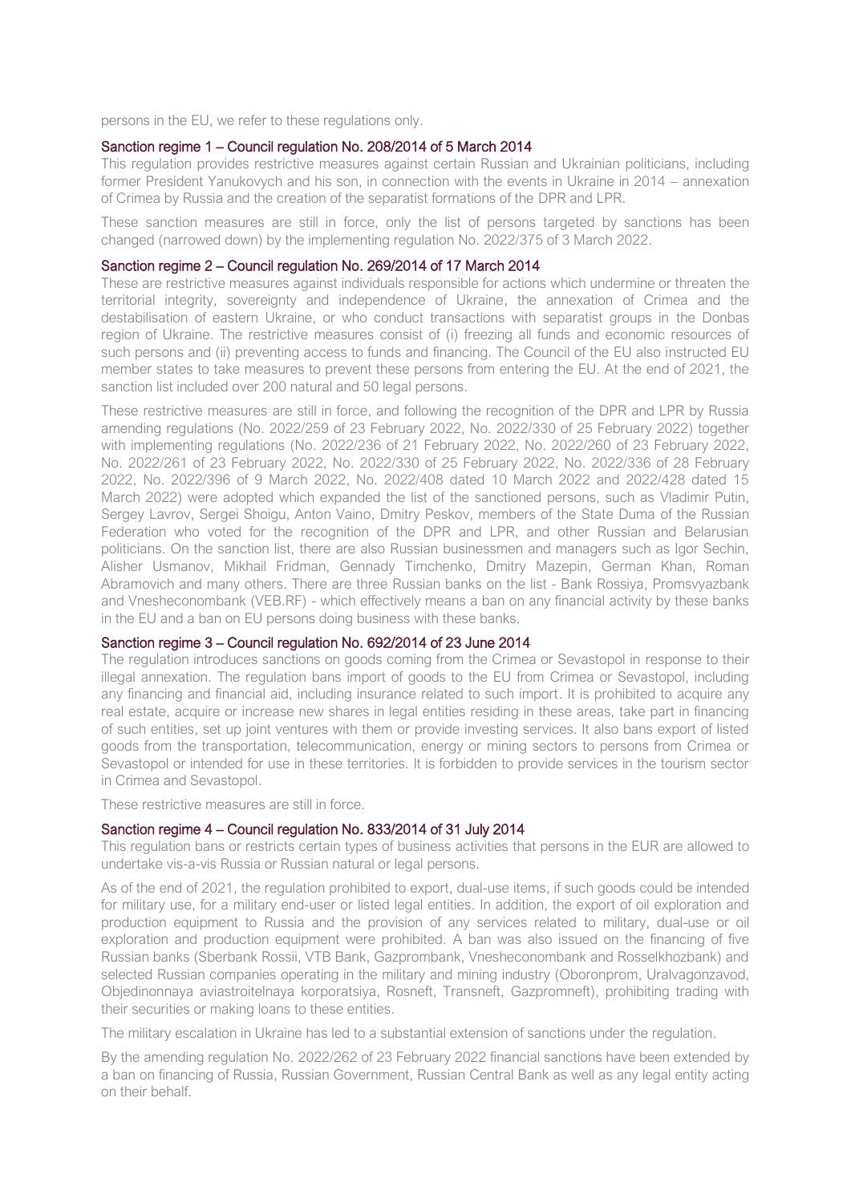persons in the EU, we refer to these regulations only.

### Sanction regime 1 – Council regulation No. 208/2014 of 5 March 2014

This regulation provides restrictive measures against certain Russian and Ukrainian politicians, including former President Yanukovych and his son, in connection with the events in Ukraine in 2014 – annexation of Crimea by Russia and the creation of the separatist formations of the DPR and LPR.

These sanction measures are still in force, only the list of persons targeted by sanctions has been changed (narrowed down) by the implementing regulation No. 2022/375 of 3 March 2022.

### Sanction regime 2 – Council regulation No. 269/2014 of 17 March 2014

These are restrictive measures against individuals responsible for actions which undermine or threaten the territorial integrity, sovereignty and independence of Ukraine, the annexation of Crimea and the destabilisation of eastern Ukraine, or who conduct transactions with separatist groups in the Donbas region of Ukraine. The restrictive measures consist of (i) freezing all funds and economic resources of such persons and (ii) preventing access to funds and financing. The Council of the EU also instructed EU member states to take measures to prevent these persons from entering the EU. At the end of 2021, the sanction list included over 200 natural and 50 legal persons.

These restrictive measures are still in force, and following the recognition of the DPR and LPR by Russia amending regulations (No. 2022/259 of 23 February 2022, No. 2022/330 of 25 February 2022) together with implementing regulations (No. 2022/236 of 21 February 2022, No. 2022/260 of 23 February 2022, No. 2022/261 of 23 February 2022, No. 2022/330 of 25 February 2022, No. 2022/336 of 28 February 2022, No. 2022/396 of 9 March 2022, No. 2022/408 dated 10 March 2022 and 2022/428 dated 15 March 2022) were adopted which expanded the list of the sanctioned persons, such as Vladimir Putin, Sergey Lavrov, Sergei Shoigu, Anton Vaino, Dmitry Peskov, members of the State Duma of the Russian Federation who voted for the recognition of the DPR and LPR, and other Russian and Belarusian politicians. On the sanction list, there are also Russian businessmen and managers such as Igor Sechin, Alisher Usmanov, Mikhail Fridman, Gennady Timchenko, Dmitry Mazepin, German Khan, Roman Abramovich and many others. There are three Russian banks on the list - Bank Rossiya, Promsvyazbank and Vnesheconombank (VEB.RF) - which effectively means a ban on any financial activity by these banks in the EU and a ban on EU persons doing business with these banks.

### Sanction regime 3 – Council regulation No. 692/2014 of 23 June 2014

The regulation introduces sanctions on goods coming from the Crimea or Sevastopol in response to their illegal annexation. The regulation bans import of goods to the EU from Crimea or Sevastopol, including any financing and financial aid, including insurance related to such import. It is prohibited to acquire any real estate, acquire or increase new shares in legal entities residing in these areas, take part in financing of such entities, set up joint ventures with them or provide investing services. It also bans export of listed goods from the transportation, telecommunication, energy or mining sectors to persons from Crimea or Sevastopol or intended for use in these territories. It is forbidden to provide services in the tourism sector in Crimea and Sevastopol.

These restrictive measures are still in force.

### Sanction regime 4 – Council regulation No. 833/2014 of 31 July 2014

This regulation bans or restricts certain types of business activities that persons in the EUR are allowed to undertake vis-a-vis Russia or Russian natural or legal persons.

As of the end of 2021, the regulation prohibited to export, dual-use items, if such goods could be intended for military use, for a military end-user or listed legal entities. In addition, the export of oil exploration and production equipment to Russia and the provision of any services related to military, dual-use or oil exploration and production equipment were prohibited. A ban was also issued on the financing of five Russian banks (Sberbank Rossii, VTB Bank, Gazprombank, Vnesheconombank and Rosselkhozbank) and selected Russian companies operating in the military and mining industry (Oboronprom, Uralvagonzavod, Objedinonnaya aviastroitelnaya korporatsiya, Rosneft, Transneft, Gazpromneft), prohibiting trading with their securities or making loans to these entities.

The military escalation in Ukraine has led to a substantial extension of sanctions under the regulation.

By the amending regulation No. 2022/262 of 23 February 2022 financial sanctions have been extended by a ban on financing of Russia, Russian Government, Russian Central Bank as well as any legal entity acting on their behalf.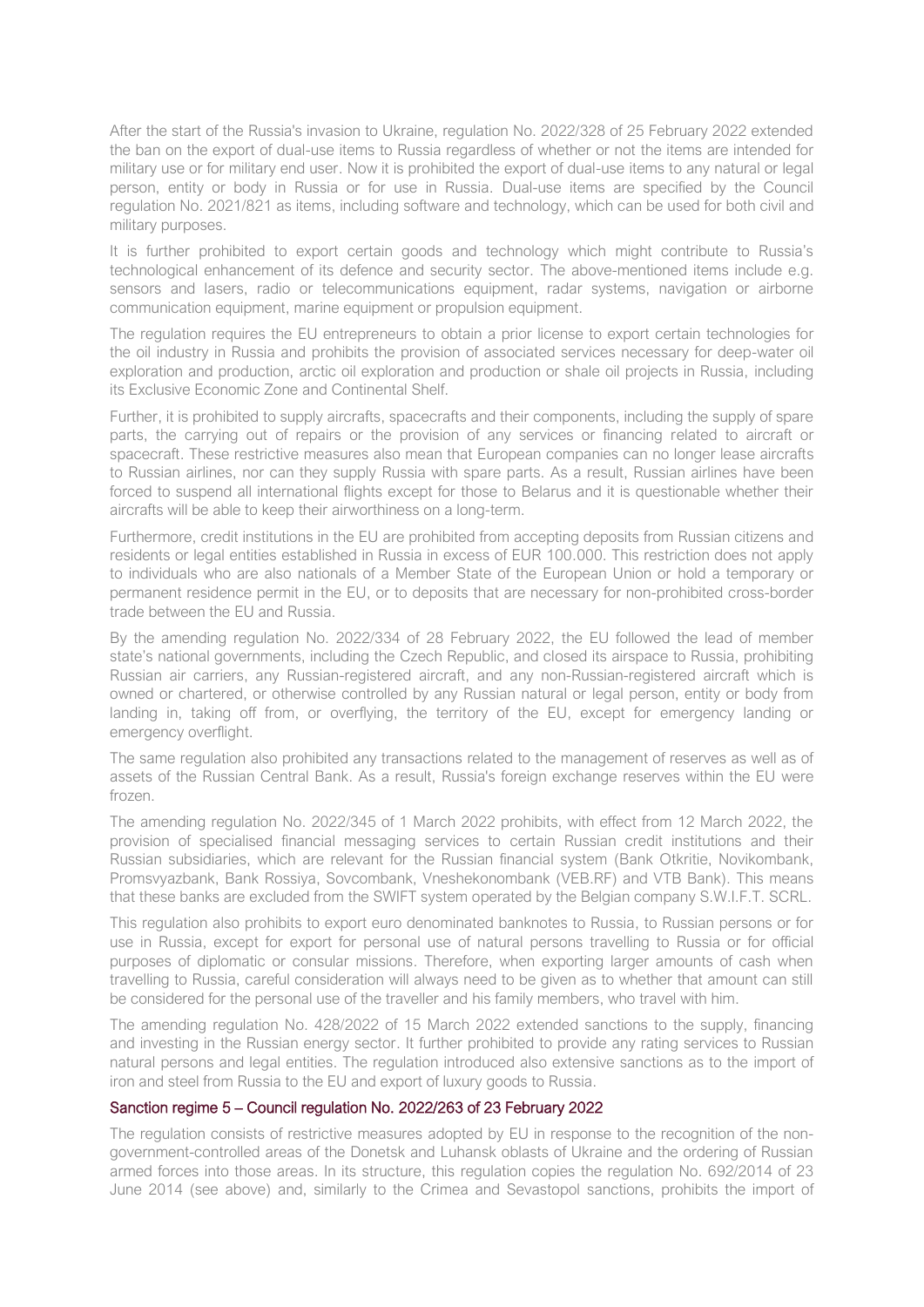After the start of the Russia's invasion to Ukraine, regulation No. 2022/328 of 25 February 2022 extended the ban on the export of dual-use items to Russia regardless of whether or not the items are intended for military use or for military end user. Now it is prohibited the export of dual-use items to any natural or legal person, entity or body in Russia or for use in Russia. Dual-use items are specified by the Council regulation No. 2021/821 as items, including software and technology, which can be used for both civil and military purposes.

It is further prohibited to export certain goods and technology which might contribute to Russia's technological enhancement of its defence and security sector. The above-mentioned items include e.g. sensors and lasers, radio or telecommunications equipment, radar systems, navigation or airborne communication equipment, marine equipment or propulsion equipment.

The regulation requires the EU entrepreneurs to obtain a prior license to export certain technologies for the oil industry in Russia and prohibits the provision of associated services necessary for deep-water oil exploration and production, arctic oil exploration and production or shale oil projects in Russia, including its Exclusive Economic Zone and Continental Shelf.

Further, it is prohibited to supply aircrafts, spacecrafts and their components, including the supply of spare parts, the carrying out of repairs or the provision of any services or financing related to aircraft or spacecraft. These restrictive measures also mean that European companies can no longer lease aircrafts to Russian airlines, nor can they supply Russia with spare parts. As a result, Russian airlines have been forced to suspend all international flights except for those to Belarus and it is questionable whether their aircrafts will be able to keep their airworthiness on a long-term.

Furthermore, credit institutions in the EU are prohibited from accepting deposits from Russian citizens and residents or legal entities established in Russia in excess of EUR 100.000. This restriction does not apply to individuals who are also nationals of a Member State of the European Union or hold a temporary or permanent residence permit in the EU, or to deposits that are necessary for non-prohibited cross-border trade between the EU and Russia.

By the amending regulation No. 2022/334 of 28 February 2022, the EU followed the lead of member state's national governments, including the Czech Republic, and closed its airspace to Russia, prohibiting Russian air carriers, any Russian-registered aircraft, and any non-Russian-registered aircraft which is owned or chartered, or otherwise controlled by any Russian natural or legal person, entity or body from landing in, taking off from, or overflying, the territory of the EU, except for emergency landing or emergency overflight.

The same regulation also prohibited any transactions related to the management of reserves as well as of assets of the Russian Central Bank. As a result, Russia's foreign exchange reserves within the EU were frozen.

The amending regulation No. 2022/345 of 1 March 2022 prohibits, with effect from 12 March 2022, the provision of specialised financial messaging services to certain Russian credit institutions and their Russian subsidiaries, which are relevant for the Russian financial system (Bank Otkritie, Novikombank, Promsvyazbank, Bank Rossiya, Sovcombank, Vneshekonombank (VEB.RF) and VTB Bank). This means that these banks are excluded from the SWIFT system operated by the Belgian company S.W.I.F.T. SCRL.

This regulation also prohibits to export euro denominated banknotes to Russia, to Russian persons or for use in Russia, except for export for personal use of natural persons travelling to Russia or for official purposes of diplomatic or consular missions. Therefore, when exporting larger amounts of cash when travelling to Russia, careful consideration will always need to be given as to whether that amount can still be considered for the personal use of the traveller and his family members, who travel with him.

The amending regulation No. 428/2022 of 15 March 2022 extended sanctions to the supply, financing and investing in the Russian energy sector. It further prohibited to provide any rating services to Russian natural persons and legal entities. The regulation introduced also extensive sanctions as to the import of iron and steel from Russia to the EU and export of luxury goods to Russia.

### Sanction regime 5 – Council regulation No. 2022/263 of 23 February 2022

The regulation consists of restrictive measures adopted by EU in response to the recognition of the non-government-controlled areas of the Donetsk and Luhansk oblasts of Ukraine and the ordering of Russian armed forces into those areas. In its structure, this regulation copies the regulation No. 692/2014 of 23 June 2014 (see above) and, similarly to the Crimea and Sevastopol sanctions, prohibits the import of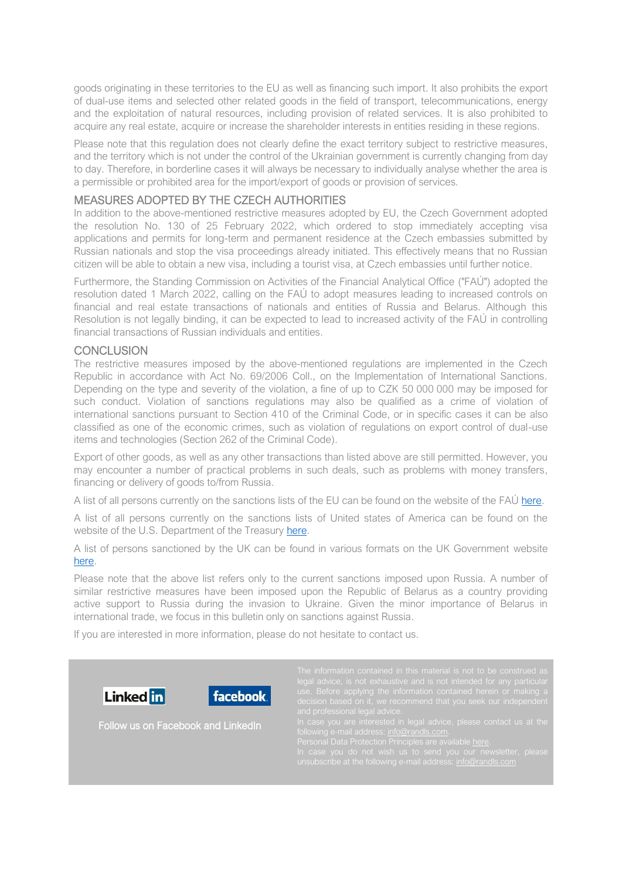goods originating in these territories to the EU as well as financing such import. It also prohibits the export of dual-use items and selected other related goods in the field of transport, telecommunications, energy and the exploitation of natural resources, including provision of related services. It is also prohibited to acquire any real estate, acquire or increase the shareholder interests in entities residing in these regions.

Please note that this regulation does not clearly define the exact territory subject to restrictive measures, and the territory which is not under the control of the Ukrainian government is currently changing from day to day. Therefore, in borderline cases it will always be necessary to individually analyse whether the area is a permissible or prohibited area for the import/export of goods or provision of services.

## MEASURES ADOPTED BY THE CZECH AUTHORITIES

In addition to the above-mentioned restrictive measures adopted by EU, the Czech Government adopted the resolution No. 130 of 25 February 2022, which ordered to stop immediately accepting visa applications and permits for long-term and permanent residence at the Czech embassies submitted by Russian nationals and stop the visa proceedings already initiated. This effectively means that no Russian citizen will be able to obtain a new visa, including a tourist visa, at Czech embassies until further notice.

Furthermore, the Standing Commission on Activities of the Financial Analytical Office ("FAÚ") adopted the resolution dated 1 March 2022, calling on the FAÚ to adopt measures leading to increased controls on financial and real estate transactions of nationals and entities of Russia and Belarus. Although this Resolution is not legally binding, it can be expected to lead to increased activity of the FAÚ in controlling financial transactions of Russian individuals and entities.

## CONCLUSION

The restrictive measures imposed by the above-mentioned regulations are implemented in the Czech Republic in accordance with Act No. 69/2006 Coll., on the Implementation of International Sanctions. Depending on the type and severity of the violation, a fine of up to CZK 50 000 000 may be imposed for such conduct. Violation of sanctions regulations may also be qualified as a crime of violation of international sanctions pursuant to Section 410 of the Criminal Code, or in specific cases it can be also classified as one of the economic crimes, such as violation of regulations on export control of dual-use items and technologies (Section 262 of the Criminal Code).

Export of other goods, as well as any other transactions than listed above are still permitted. However, you may encounter a number of practical problems in such deals, such as problems with money transfers, financing or delivery of goods to/from Russia.

A list of all persons currently on the sanctions lists of the EU can be found on the website of the FAÚ here.

A list of all persons currently on the sanctions lists of United states of America can be found on the website of the U.S. Department of the Treasury here.

A list of persons sanctioned by the UK can be found in various formats on the UK Government website here.

Please note that the above list refers only to the current sanctions imposed upon Russia. A number of similar restrictive measures have been imposed upon the Republic of Belarus as a country providing active support to Russia during the invasion to Ukraine. Given the minor importance of Belarus in international trade, we focus in this bulletin only on sanctions against Russia.

If you are interested in more information, please do not hesitate to contact us.

LinkedIn facebook

Follow us on Facebook and LinkedIn

The information contained in this material is not to be construed as legal advice, is not exhaustive and is not intended for any particular use. Before applying the information contained herein or making a decision based on it, we recommend that you seek our independent and professional legal advice.

In case you are interested in legal advice, please contact us at the following e-mail address: info@randls.com.

Personal Data Protection Principles are available here.

In case you do not wish us to send you our newsletter, please unsubscribe at the following e-mail address: info@randls.com